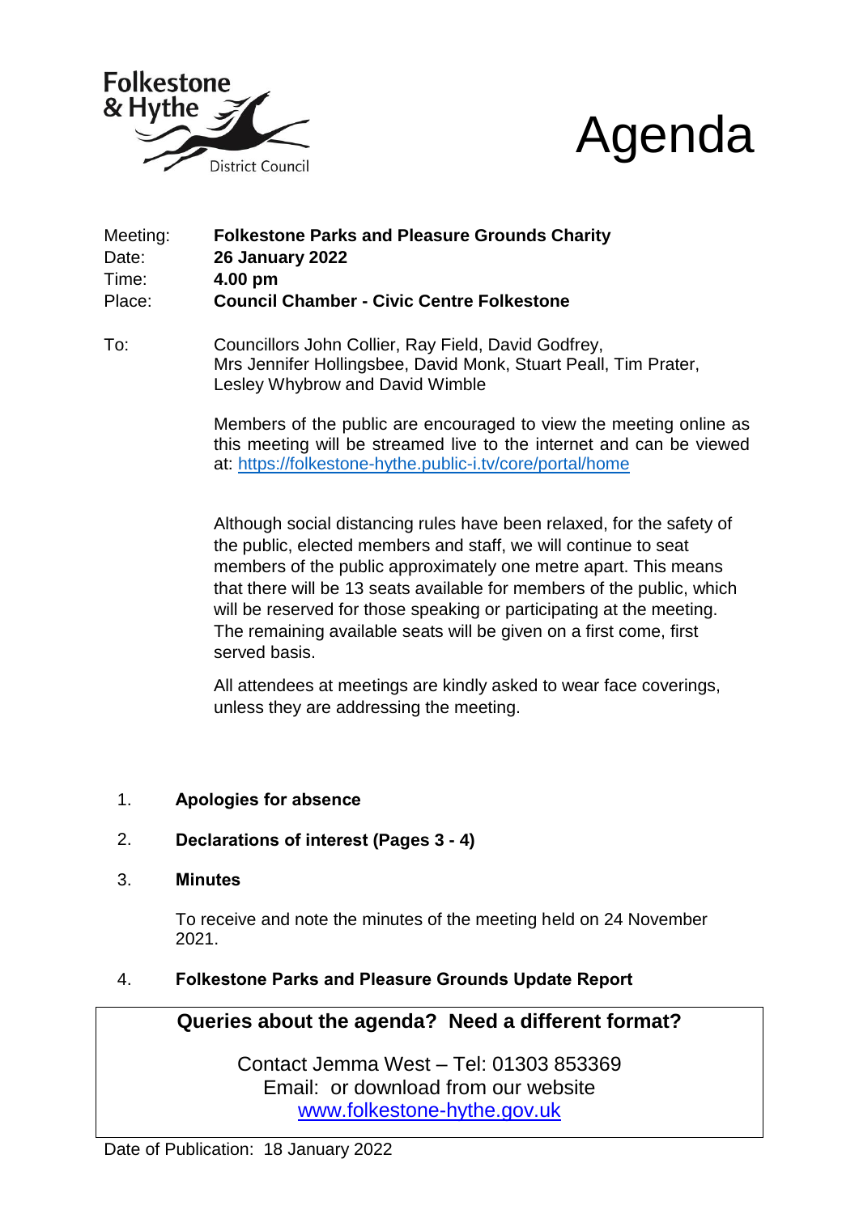Folkestone & Hythe District Council

# Agenda

Meeting: **Folkestone Parks and Pleasure Grounds Charity**
Date: **26 January 2022**
Time: **4.00 pm**
Place: **Council Chamber - Civic Centre Folkestone**

To: Councillors John Collier, Ray Field, David Godfrey, Mrs Jennifer Hollingsbee, David Monk, Stuart Peall, Tim Prater, Lesley Whybrow and David Wimble

Members of the public are encouraged to view the meeting online as this meeting will be streamed live to the internet and can be viewed at: https://folkestone-hythe.public-i.tv/core/portal/home

Although social distancing rules have been relaxed, for the safety of the public, elected members and staff, we will continue to seat members of the public approximately one metre apart. This means that there will be 13 seats available for members of the public, which will be reserved for those speaking or participating at the meeting. The remaining available seats will be given on a first come, first served basis.

All attendees at meetings are kindly asked to wear face coverings, unless they are addressing the meeting.

1. **Apologies for absence**

2. **Declarations of interest (Pages 3 - 4)**

3. **Minutes**

   To receive and note the minutes of the meeting held on 24 November 2021.

4. **Folkestone Parks and Pleasure Grounds Update Report**

**Queries about the agenda? Need a different format?**

Contact Jemma West – Tel: 01303 853369
Email: or download from our website
www.folkestone-hythe.gov.uk

Date of Publication: 18 January 2022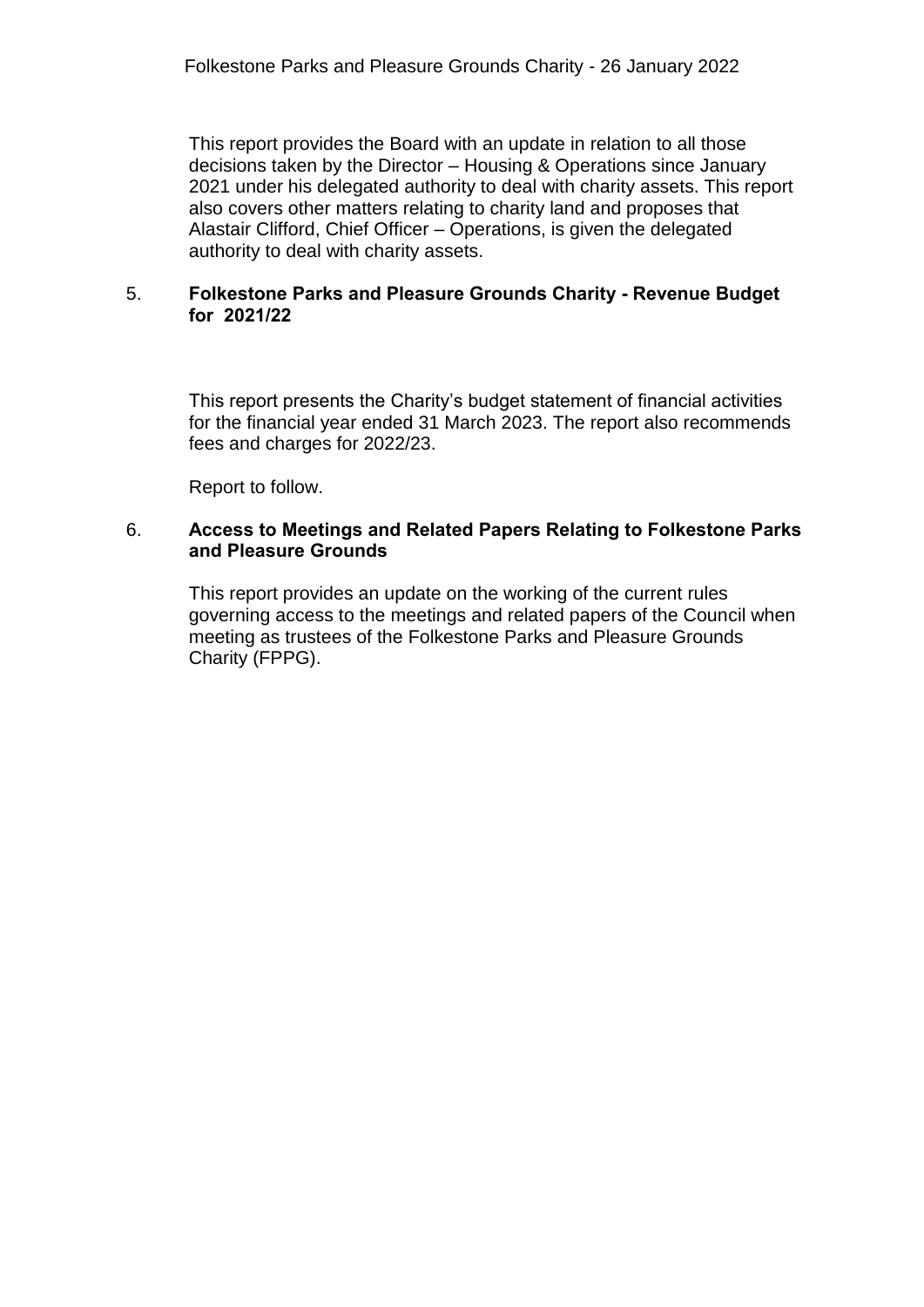This report provides the Board with an update in relation to all those decisions taken by the Director – Housing & Operations since January 2021 under his delegated authority to deal with charity assets. This report also covers other matters relating to charity land and proposes that Alastair Clifford, Chief Officer – Operations, is given the delegated authority to deal with charity assets.

5. **Folkestone Parks and Pleasure Grounds Charity - Revenue Budget for 2021/22**

This report presents the Charity's budget statement of financial activities for the financial year ended 31 March 2023. The report also recommends fees and charges for 2022/23.

Report to follow.

6. **Access to Meetings and Related Papers Relating to Folkestone Parks and Pleasure Grounds**

This report provides an update on the working of the current rules governing access to the meetings and related papers of the Council when meeting as trustees of the Folkestone Parks and Pleasure Grounds Charity (FPPG).